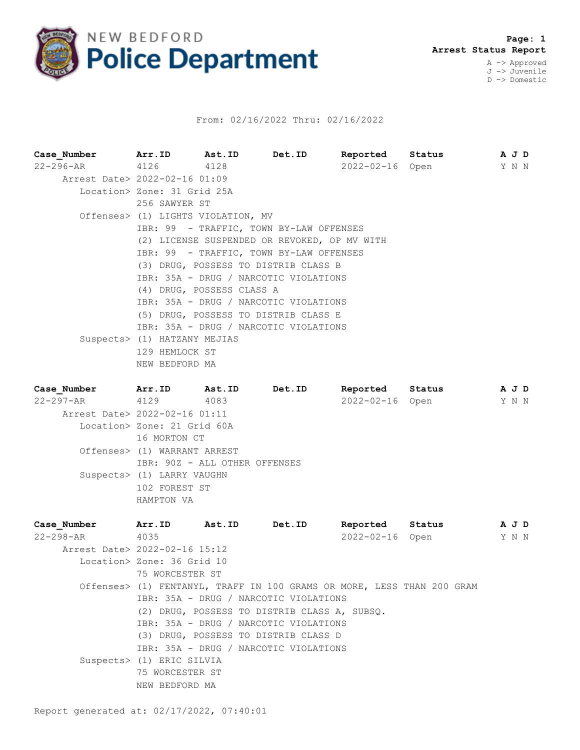# NEW BEDFORD Police Department

**Page: 1**
**Arrest Status Report**

A -> Approved
J -> Juvenile
D -> Domestic

From: 02/16/2022 Thru: 02/16/2022

| Case_Number | Arr.ID | Ast.ID | Det.ID | Reported | Status | A J D |
|---|---|---|---|---|---|---|
| 22-296-AR | 4126 | 4128 | | 2022-02-16 | Open | Y N N |

Arrest Date> 2022-02-16 01:09
Location> Zone: 31 Grid 25A
256 SAWYER ST
Offenses> (1) LIGHTS VIOLATION, MV
IBR: 99 - TRAFFIC, TOWN BY-LAW OFFENSES
(2) LICENSE SUSPENDED OR REVOKED, OP MV WITH
IBR: 99 - TRAFFIC, TOWN BY-LAW OFFENSES
(3) DRUG, POSSESS TO DISTRIB CLASS B
IBR: 35A - DRUG / NARCOTIC VIOLATIONS
(4) DRUG, POSSESS CLASS A
IBR: 35A - DRUG / NARCOTIC VIOLATIONS
(5) DRUG, POSSESS TO DISTRIB CLASS E
IBR: 35A - DRUG / NARCOTIC VIOLATIONS
Suspects> (1) HATZANY MEJIAS
129 HEMLOCK ST
NEW BEDFORD MA

| Case_Number | Arr.ID | Ast.ID | Det.ID | Reported | Status | A J D |
|---|---|---|---|---|---|---|
| 22-297-AR | 4129 | 4083 | | 2022-02-16 | Open | Y N N |

Arrest Date> 2022-02-16 01:11
Location> Zone: 21 Grid 60A
16 MORTON CT
Offenses> (1) WARRANT ARREST
IBR: 90Z - ALL OTHER OFFENSES
Suspects> (1) LARRY VAUGHN
102 FOREST ST
HAMPTON VA

| Case_Number | Arr.ID | Ast.ID | Det.ID | Reported | Status | A J D |
|---|---|---|---|---|---|---|
| 22-298-AR | 4035 | | | 2022-02-16 | Open | Y N N |

Arrest Date> 2022-02-16 15:12
Location> Zone: 36 Grid 10
75 WORCESTER ST
Offenses> (1) FENTANYL, TRAFF IN 100 GRAMS OR MORE, LESS THAN 200 GRAM
IBR: 35A - DRUG / NARCOTIC VIOLATIONS
(2) DRUG, POSSESS TO DISTRIB CLASS A, SUBSQ.
IBR: 35A - DRUG / NARCOTIC VIOLATIONS
(3) DRUG, POSSESS TO DISTRIB CLASS D
IBR: 35A - DRUG / NARCOTIC VIOLATIONS
Suspects> (1) ERIC SILVIA
75 WORCESTER ST
NEW BEDFORD MA

Report generated at: 02/17/2022, 07:40:01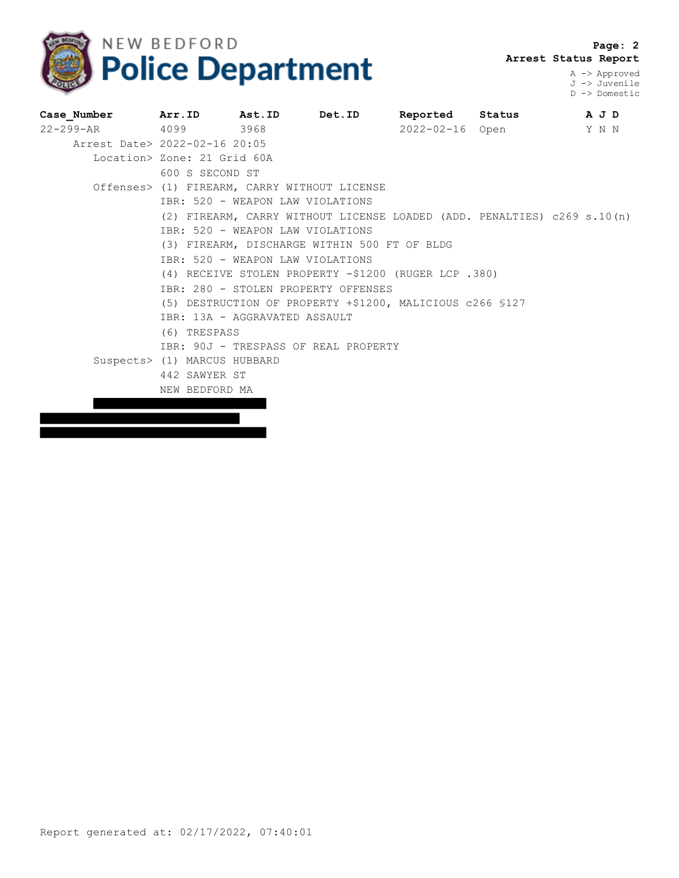# NEW BEDFORD Police Department

**Page: 2**
**Arrest Status Report**

A -> Approved
J -> Juvenile
D -> Domestic

| Case_Number | Arr.ID | Ast.ID | Det.ID | Reported | Status | A J D |
|---|---|---|---|---|---|---|
| 22-299-AR | 4099 | 3968 | | 2022-02-16 | Open | Y N N |

Arrest Date> 2022-02-16 20:05

Location> Zone: 21 Grid 60A
600 S SECOND ST

Offenses>
(1) FIREARM, CARRY WITHOUT LICENSE
IBR: 520 - WEAPON LAW VIOLATIONS
(2) FIREARM, CARRY WITHOUT LICENSE LOADED (ADD. PENALTIES) c269 s.10(n)
IBR: 520 - WEAPON LAW VIOLATIONS
(3) FIREARM, DISCHARGE WITHIN 500 FT OF BLDG
IBR: 520 - WEAPON LAW VIOLATIONS
(4) RECEIVE STOLEN PROPERTY -$1200 (RUGER LCP .380)
IBR: 280 - STOLEN PROPERTY OFFENSES
(5) DESTRUCTION OF PROPERTY +$1200, MALICIOUS c266 §127
IBR: 13A - AGGRAVATED ASSAULT
(6) TRESPASS
IBR: 90J - TRESPASS OF REAL PROPERTY

Suspects>
(1) MARCUS HUBBARD
442 SAWYER ST
NEW BEDFORD MA

Report generated at: 02/17/2022, 07:40:01